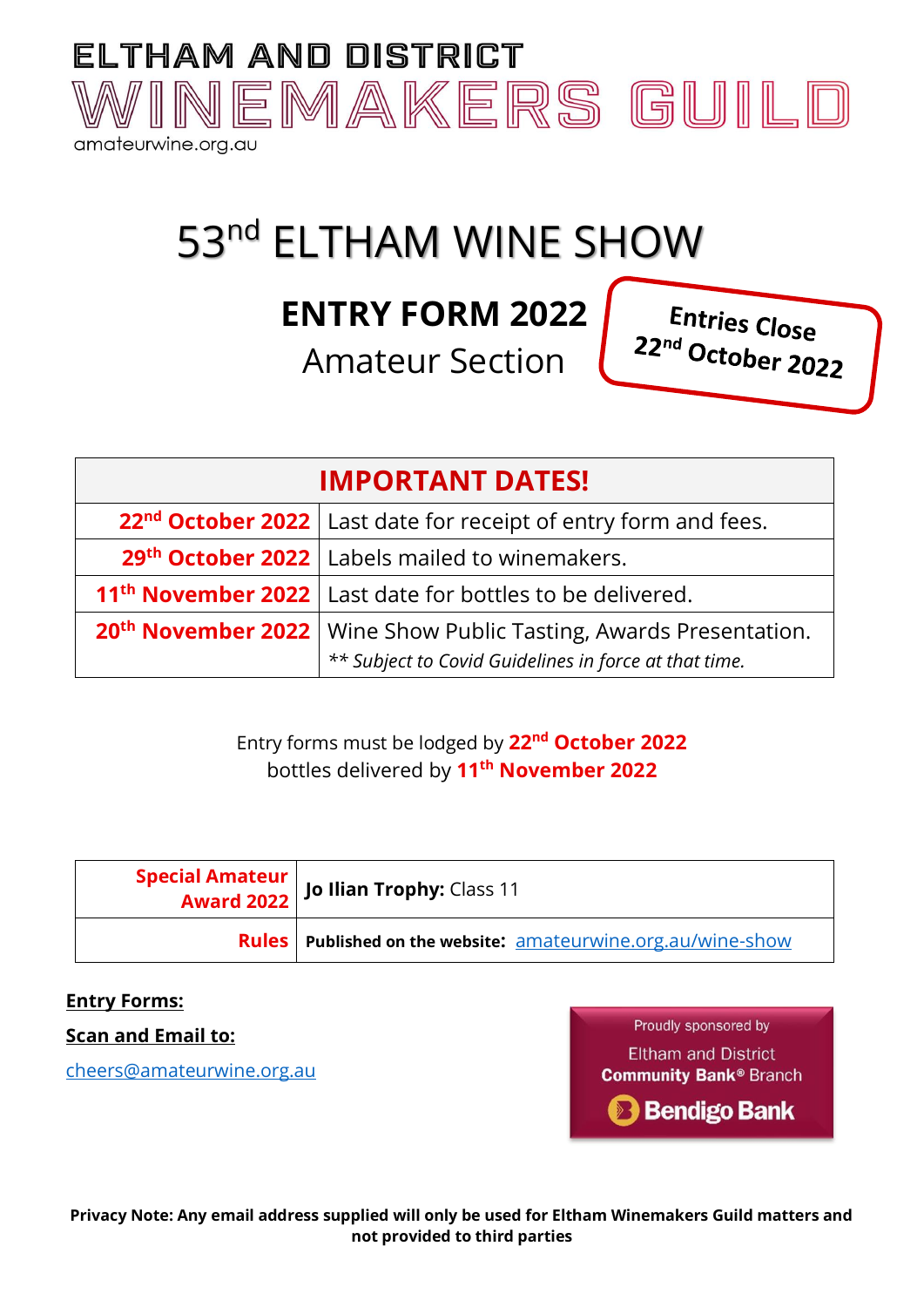# ELTHAM AND DISTRICT WINEMAKERS GUILD

amateurwine.org.au

# 53nd ELTHAM WINE SHOW

## ENTRY FORM 2022

Amateur Section

**Entries Close 22nd October 2022**

| IMPORTANT DATES! | |
|---|---|
| **22nd October 2022** | Last date for receipt of entry form and fees. |
| **29th October 2022** | Labels mailed to winemakers. |
| **11th November 2022** | Last date for bottles to be delivered. |
| **20th November 2022** | Wine Show Public Tasting, Awards Presentation. *\*\* Subject to Covid Guidelines in force at that time.* |

Entry forms must be lodged by **22nd October 2022**
bottles delivered by **11th November 2022**

| **Special Amateur Award 2022** | **Jo Ilian Trophy:** Class 11 |
|---|---|
| **Rules** | **Published on the website:** amateurwine.org.au/wine-show |

**Entry Forms:**

**Scan and Email to:**

cheers@amateurwine.org.au

Proudly sponsored by Eltham and District **Community Bank®** Branch **Bendigo Bank**

**Privacy Note: Any email address supplied will only be used for Eltham Winemakers Guild matters and not provided to third parties**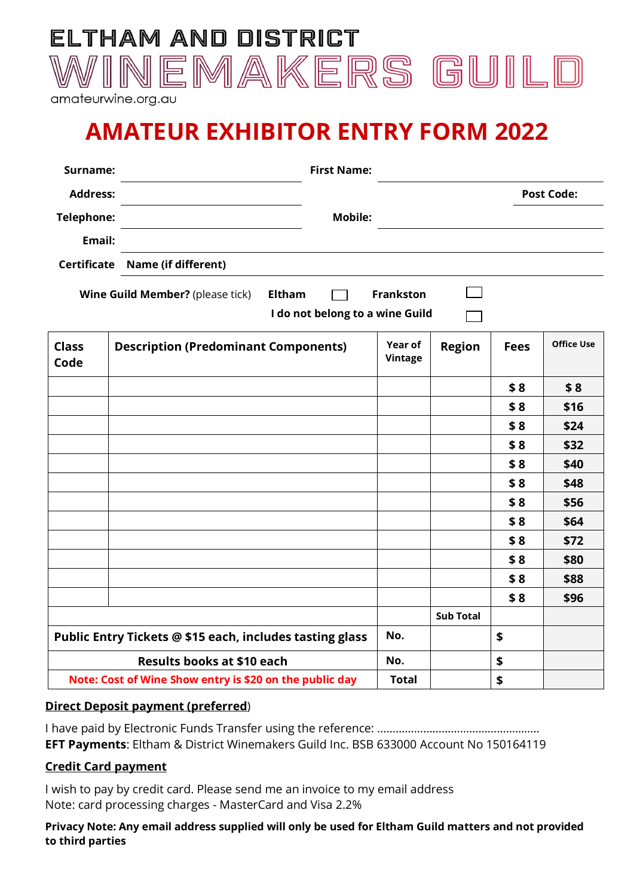ELTHAM AND DISTRICT

# WINEMAKERS GUILD

amateurwine.org.au

# AMATEUR EXHIBITOR ENTRY FORM 2022

**Surname:** ____________________ **First Name:** ____________________

**Address:** ____________________ **Post Code:** __________

**Telephone:** ____________________ **Mobile:** ____________________

**Email:** ________________________________________

**Certificate Name (if different)** ________________________________________

**Wine Guild Member?** (please tick) **Eltham** ☐ **Frankston** ☐

**I do not belong to a wine Guild** ☐

| Class Code | Description (Predominant Components) | Year of Vintage | Region | Fees | Office Use |
|---|---|---|---|---|---|
| | | | | $ 8 | $ 8 |
| | | | | $ 8 | $16 |
| | | | | $ 8 | $24 |
| | | | | $ 8 | $32 |
| | | | | $ 8 | $40 |
| | | | | $ 8 | $48 |
| | | | | $ 8 | $56 |
| | | | | $ 8 | $64 |
| | | | | $ 8 | $72 |
| | | | | $ 8 | $80 |
| | | | | $ 8 | $88 |
| | | | | $ 8 | $96 |
| | | | Sub Total | | |
| Public Entry Tickets @ $15 each, includes tasting glass | | No. | | $ | |
| Results books at $10 each | | No. | | $ | |
| Note: Cost of Wine Show entry is $20 on the public day | | Total | | $ | |

**<u>Direct Deposit payment (preferred</u>)**

I have paid by Electronic Funds Transfer using the reference: ....................................................

**EFT Payments**: Eltham & District Winemakers Guild Inc. BSB 633000 Account No 150164119

**<u>Credit Card payment</u>**

I wish to pay by credit card. Please send me an invoice to my email address

Note: card processing charges - MasterCard and Visa 2.2%

**Privacy Note: Any email address supplied will only be used for Eltham Guild matters and not provided to third parties**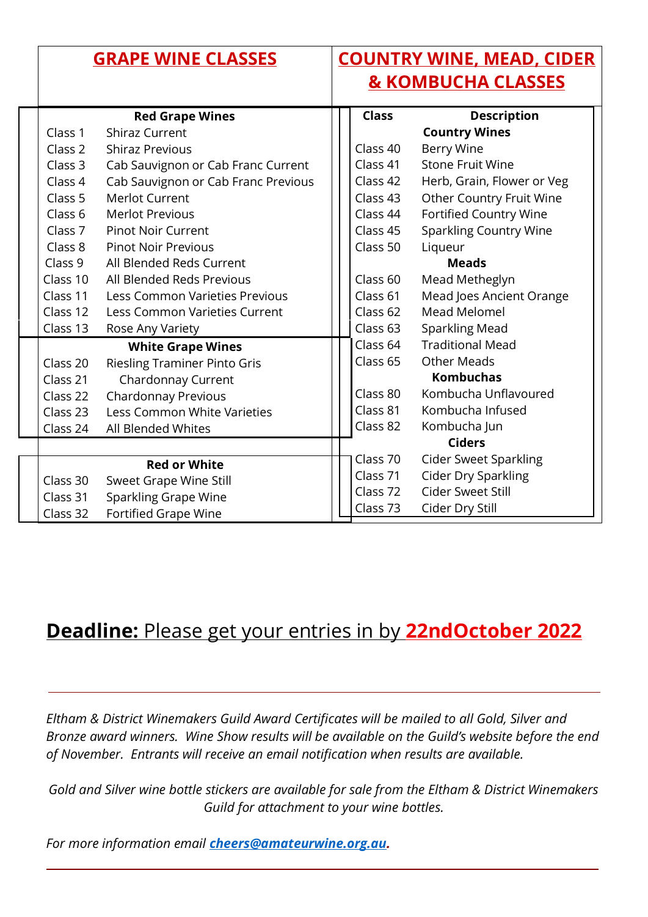## GRAPE WINE CLASSES

| Red Grape Wines | |
|---|---|
| Class 1 | Shiraz Current |
| Class 2 | Shiraz Previous |
| Class 3 | Cab Sauvignon or Cab Franc Current |
| Class 4 | Cab Sauvignon or Cab Franc Previous |
| Class 5 | Merlot Current |
| Class 6 | Merlot Previous |
| Class 7 | Pinot Noir Current |
| Class 8 | Pinot Noir Previous |
| Class 9 | All Blended Reds Current |
| Class 10 | All Blended Reds Previous |
| Class 11 | Less Common Varieties Previous |
| Class 12 | Less Common Varieties Current |
| Class 13 | Rose Any Variety |
| **White Grape Wines** | |
| Class 20 | Riesling Traminer Pinto Gris |
| Class 21 | Chardonnay Current |
| Class 22 | Chardonnay Previous |
| Class 23 | Less Common White Varieties |
| Class 24 | All Blended Whites |

| Red or White | |
|---|---|
| Class 30 | Sweet Grape Wine Still |
| Class 31 | Sparkling Grape Wine |
| Class 32 | Fortified Grape Wine |

## COUNTRY WINE, MEAD, CIDER & KOMBUCHA CLASSES

| Class | Description |
|---|---|
| | **Country Wines** |
| Class 40 | Berry Wine |
| Class 41 | Stone Fruit Wine |
| Class 42 | Herb, Grain, Flower or Veg |
| Class 43 | Other Country Fruit Wine |
| Class 44 | Fortified Country Wine |
| Class 45 | Sparkling Country Wine |
| Class 50 | Liqueur |
| | **Meads** |
| Class 60 | Mead Metheglyn |
| Class 61 | Mead Joes Ancient Orange |
| Class 62 | Mead Melomel |
| Class 63 | Sparkling Mead |
| Class 64 | Traditional Mead |
| Class 65 | Other Meads |
| | **Kombuchas** |
| Class 80 | Kombucha Unflavoured |
| Class 81 | Kombucha Infused |
| Class 82 | Kombucha Jun |
| | **Ciders** |
| Class 70 | Cider Sweet Sparkling |
| Class 71 | Cider Dry Sparkling |
| Class 72 | Cider Sweet Still |
| Class 73 | Cider Dry Still |

## **Deadline:** Please get your entries in by **22ndOctober 2022**

---

*Eltham & District Winemakers Guild Award Certificates will be mailed to all Gold, Silver and Bronze award winners. Wine Show results will be available on the Guild's website before the end of November. Entrants will receive an email notification when results are available.*

*Gold and Silver wine bottle stickers are available for sale from the Eltham & District Winemakers Guild for attachment to your wine bottles.*

*For more information email **cheers@amateurwine.org.au**.*

---